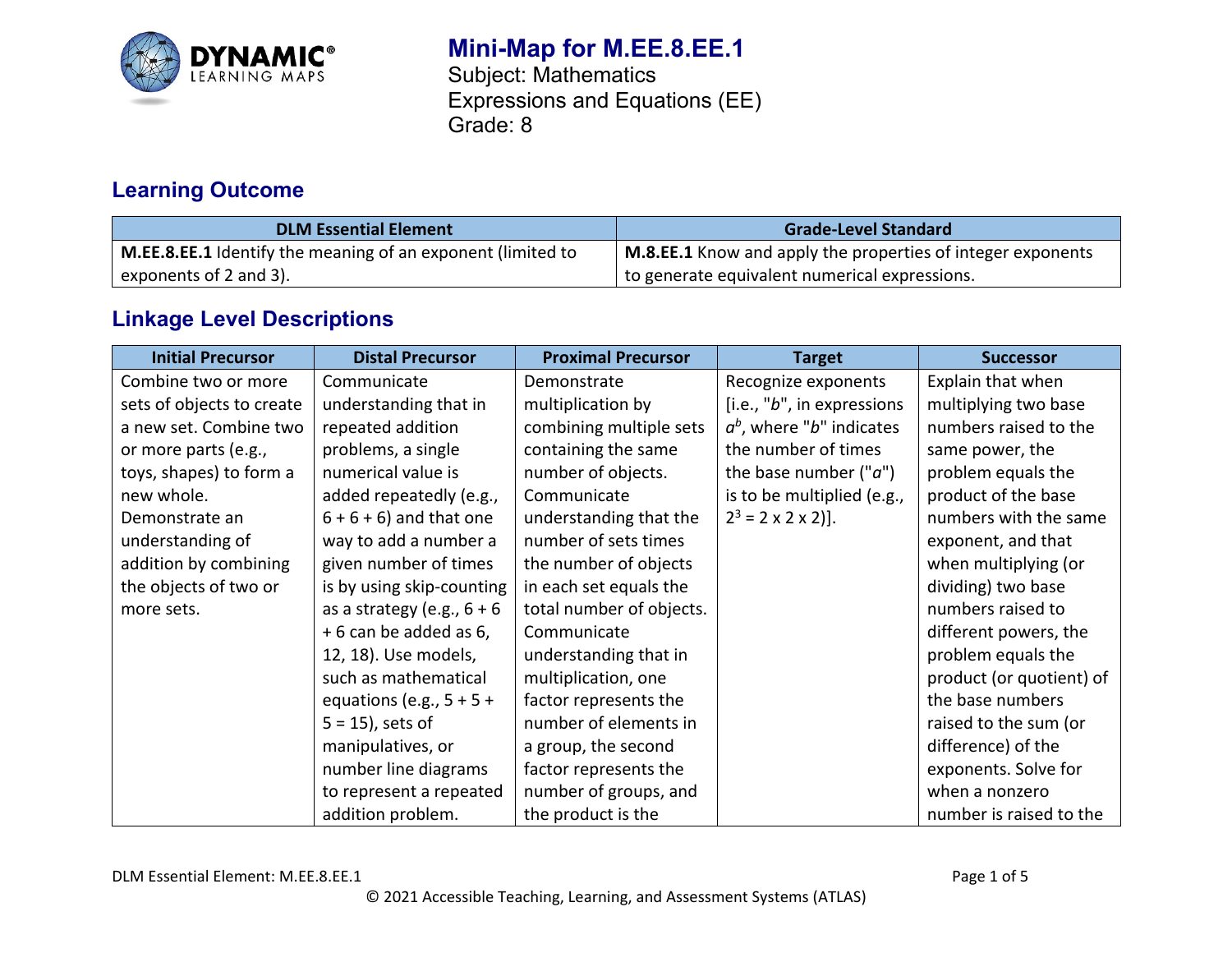# Mini-Map for M.EE.8.EE.1

Subject: Mathematics
Expressions and Equations (EE)
Grade: 8

## Learning Outcome

| DLM Essential Element | Grade-Level Standard |
|---|---|
| **M.EE.8.EE.1** Identify the meaning of an exponent (limited to exponents of 2 and 3). | **M.8.EE.1** Know and apply the properties of integer exponents to generate equivalent numerical expressions. |

## Linkage Level Descriptions

| Initial Precursor | Distal Precursor | Proximal Precursor | Target | Successor |
|---|---|---|---|---|
| Combine two or more sets of objects to create a new set. Combine two or more parts (e.g., toys, shapes) to form a new whole. Demonstrate an understanding of addition by combining the objects of two or more sets. | Communicate understanding that in repeated addition problems, a single numerical value is added repeatedly (e.g., 6 + 6 + 6) and that one way to add a number a given number of times is by using skip-counting as a strategy (e.g., 6 + 6 + 6 can be added as 6, 12, 18). Use models, such as mathematical equations (e.g., 5 + 5 + 5 = 15), sets of manipulatives, or number line diagrams to represent a repeated addition problem. | Demonstrate multiplication by combining multiple sets containing the same number of objects. Communicate understanding that the number of sets times the number of objects in each set equals the total number of objects. Communicate understanding that in multiplication, one factor represents the number of elements in a group, the second factor represents the number of groups, and the product is the | Recognize exponents [i.e., "$b$", in expressions $a^b$, where "$b$" indicates the number of times the base number ("$a$") is to be multiplied (e.g., $2^3 = 2 \times 2 \times 2$)]. | Explain that when multiplying two base numbers raised to the same power, the problem equals the product of the base numbers with the same exponent, and that when multiplying (or dividing) two base numbers raised to different powers, the problem equals the product (or quotient) of the base numbers raised to the sum (or difference) of the exponents. Solve for when a nonzero number is raised to the |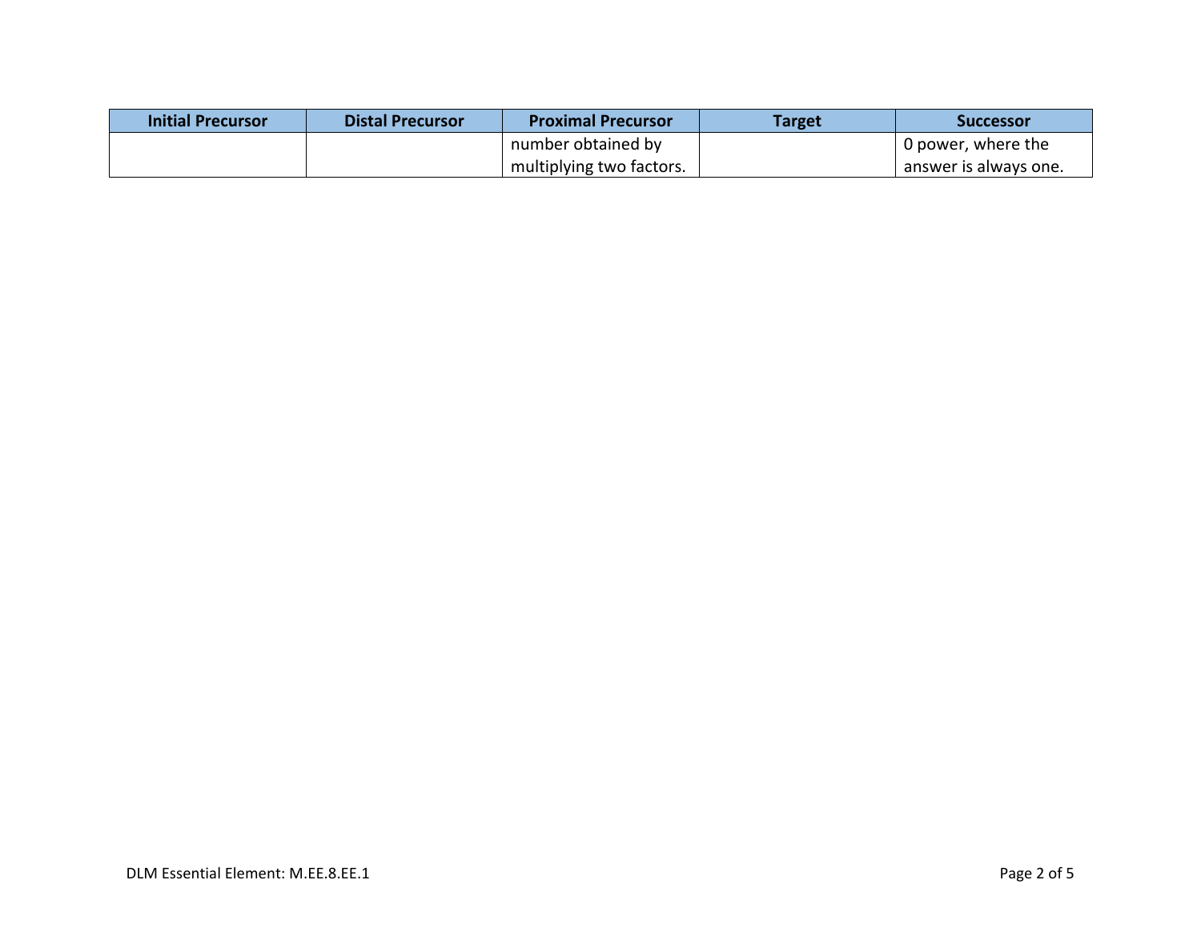| Initial Precursor | Distal Precursor | Proximal Precursor | Target | Successor |
| --- | --- | --- | --- | --- |
| | | number obtained by multiplying two factors. | | 0 power, where the answer is always one. |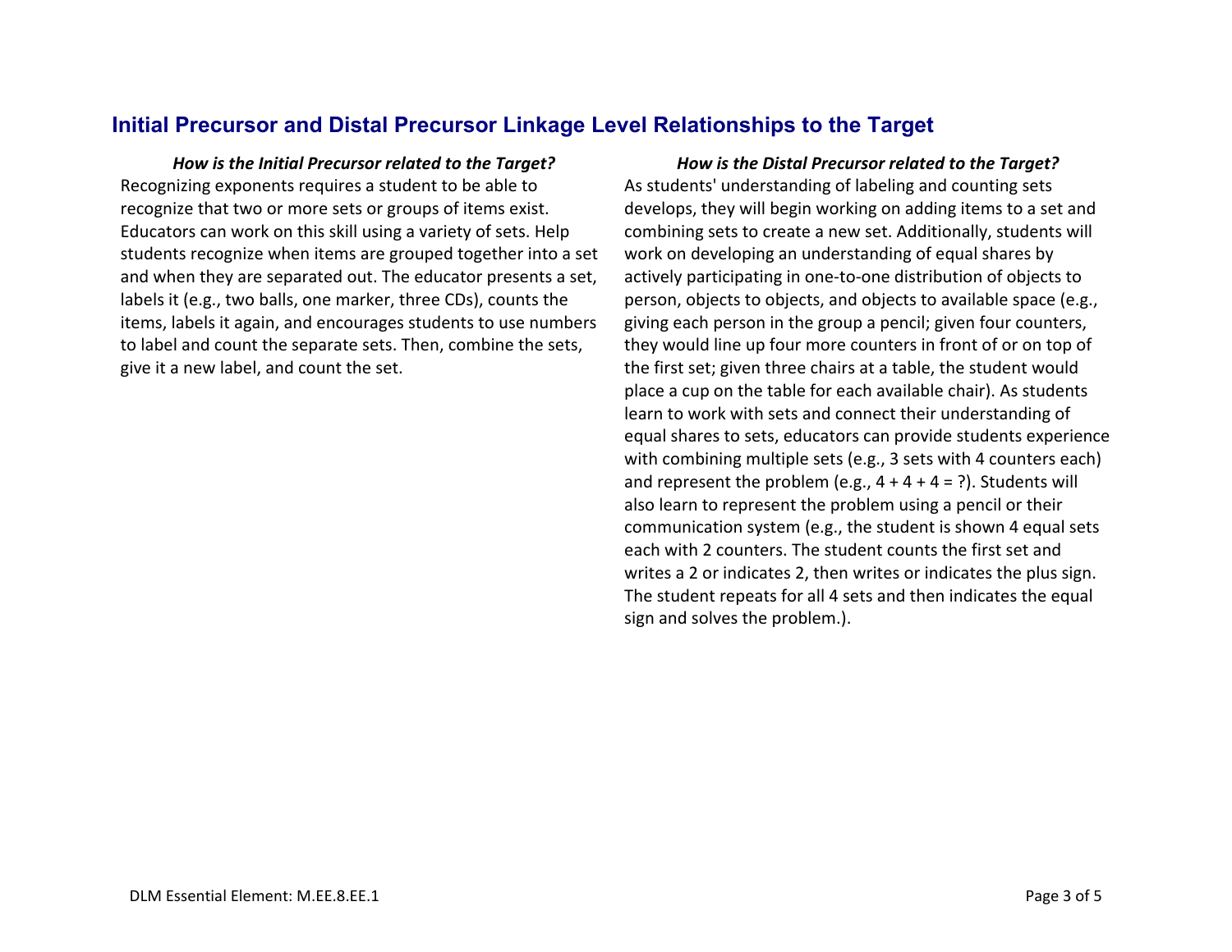## Initial Precursor and Distal Precursor Linkage Level Relationships to the Target

### *How is the Initial Precursor related to the Target?*

Recognizing exponents requires a student to be able to recognize that two or more sets or groups of items exist. Educators can work on this skill using a variety of sets. Help students recognize when items are grouped together into a set and when they are separated out. The educator presents a set, labels it (e.g., two balls, one marker, three CDs), counts the items, labels it again, and encourages students to use numbers to label and count the separate sets. Then, combine the sets, give it a new label, and count the set.

### *How is the Distal Precursor related to the Target?*

As students' understanding of labeling and counting sets develops, they will begin working on adding items to a set and combining sets to create a new set. Additionally, students will work on developing an understanding of equal shares by actively participating in one-to-one distribution of objects to person, objects to objects, and objects to available space (e.g., giving each person in the group a pencil; given four counters, they would line up four more counters in front of or on top of the first set; given three chairs at a table, the student would place a cup on the table for each available chair). As students learn to work with sets and connect their understanding of equal shares to sets, educators can provide students experience with combining multiple sets (e.g., 3 sets with 4 counters each) and represent the problem (e.g., $4 + 4 + 4 = ?$). Students will also learn to represent the problem using a pencil or their communication system (e.g., the student is shown 4 equal sets each with 2 counters. The student counts the first set and writes a 2 or indicates 2, then writes or indicates the plus sign. The student repeats for all 4 sets and then indicates the equal sign and solves the problem.).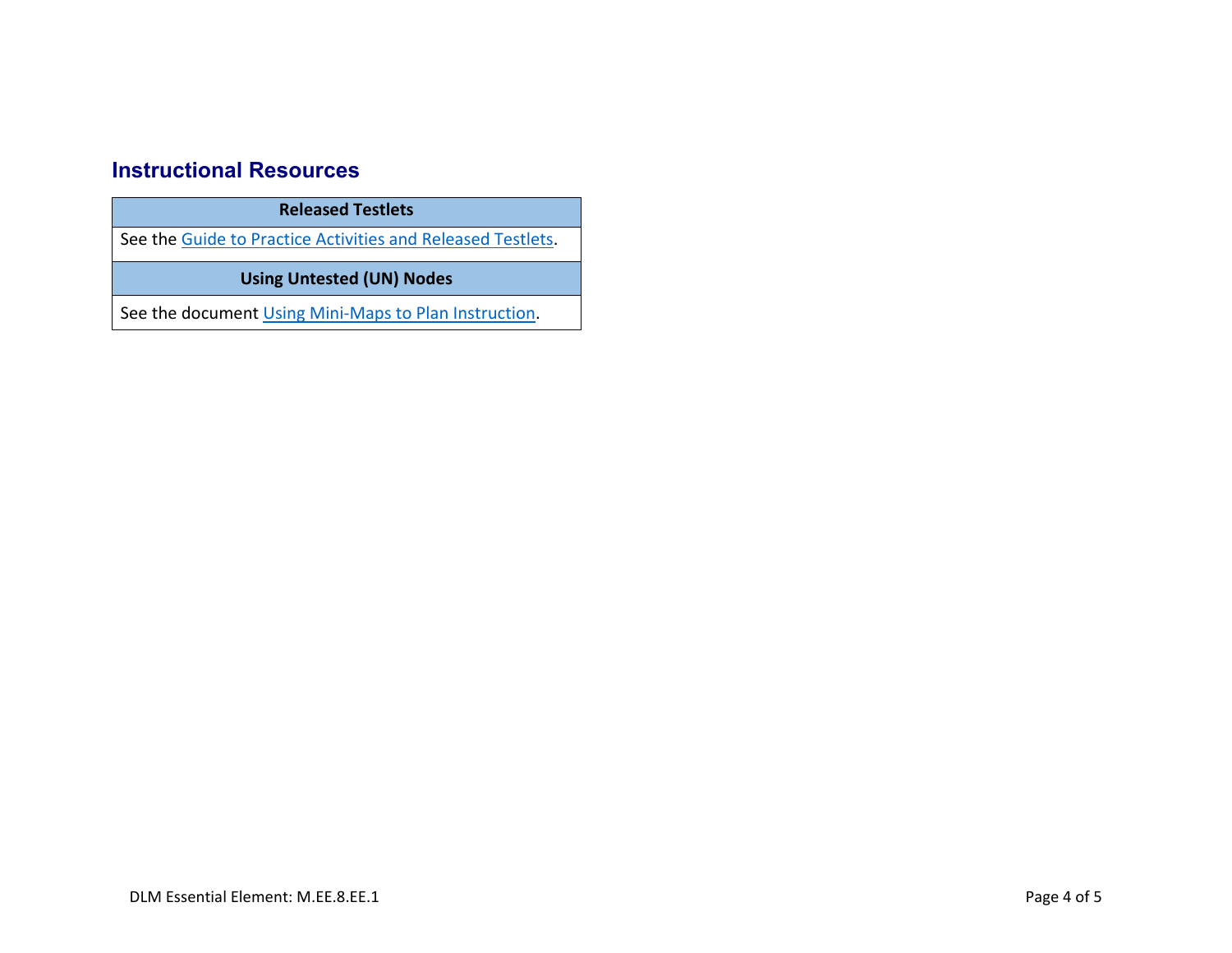## Instructional Resources

| Released Testlets |
| --- |
| See the Guide to Practice Activities and Released Testlets. |
| **Using Untested (UN) Nodes** |
| See the document Using Mini-Maps to Plan Instruction. |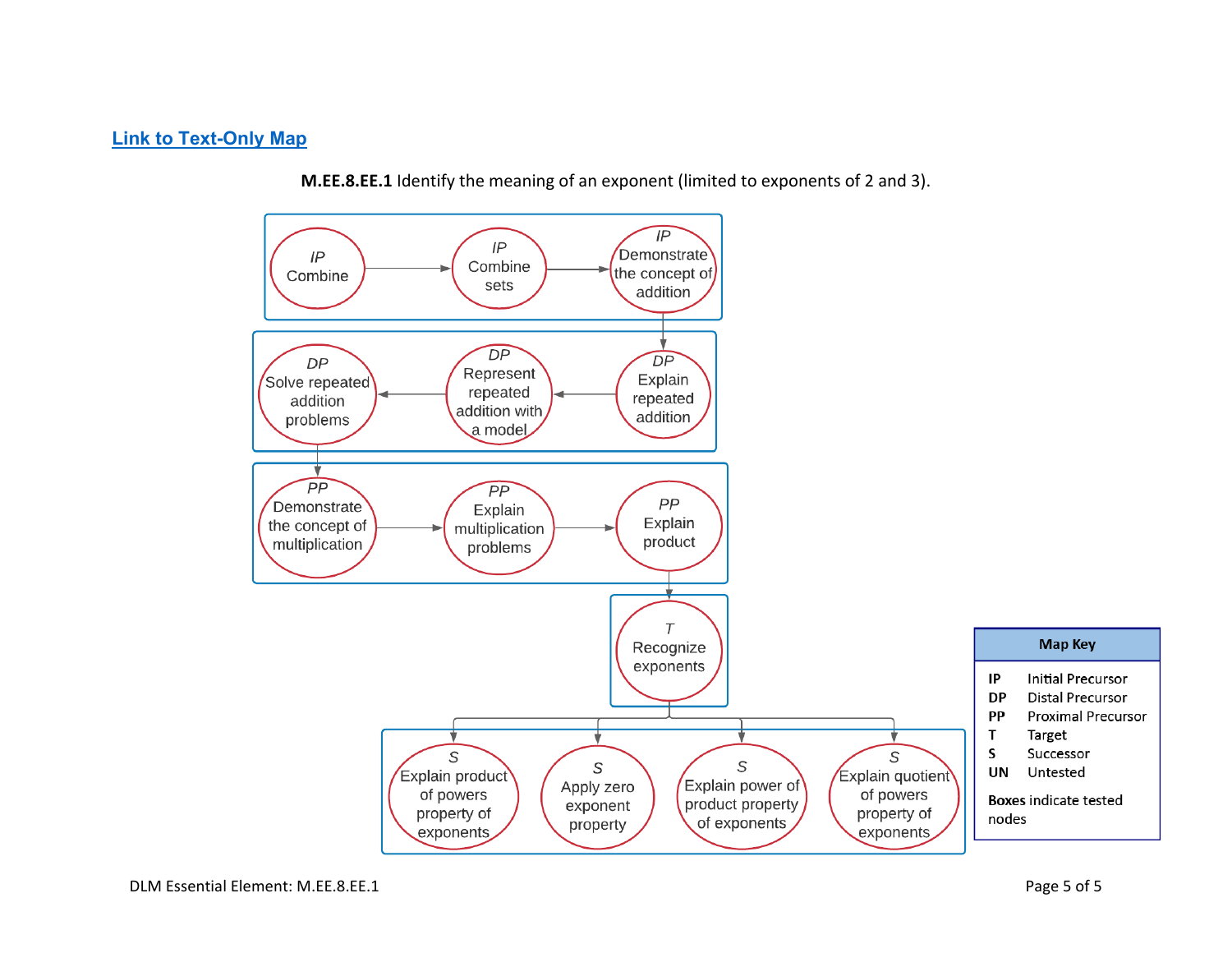[Link to Text-Only Map]

**M.EE.8.EE.1** Identify the meaning of an exponent (limited to exponents of 2 and 3).

*IP* Combine

*IP* Combine sets

*IP* Demonstrate the concept of addition

*DP* Explain repeated addition

*DP* Represent repeated addition with a model

*DP* Solve repeated addition problems

*PP* Demonstrate the concept of multiplication

*PP* Explain multiplication problems

*PP* Explain product

*T* Recognize exponents

*S* Explain product of powers property of exponents

*S* Apply zero exponent property

*S* Explain power of product property of exponents

*S* Explain quotient of powers property of exponents

**Map Key**

| | |
|---|---|
| **IP** | Initial Precursor |
| **DP** | Distal Precursor |
| **PP** | Proximal Precursor |
| **T** | Target |
| **S** | Successor |
| **UN** | Untested |

**Boxes** indicate tested nodes

DLM Essential Element: M.EE.8.EE.1